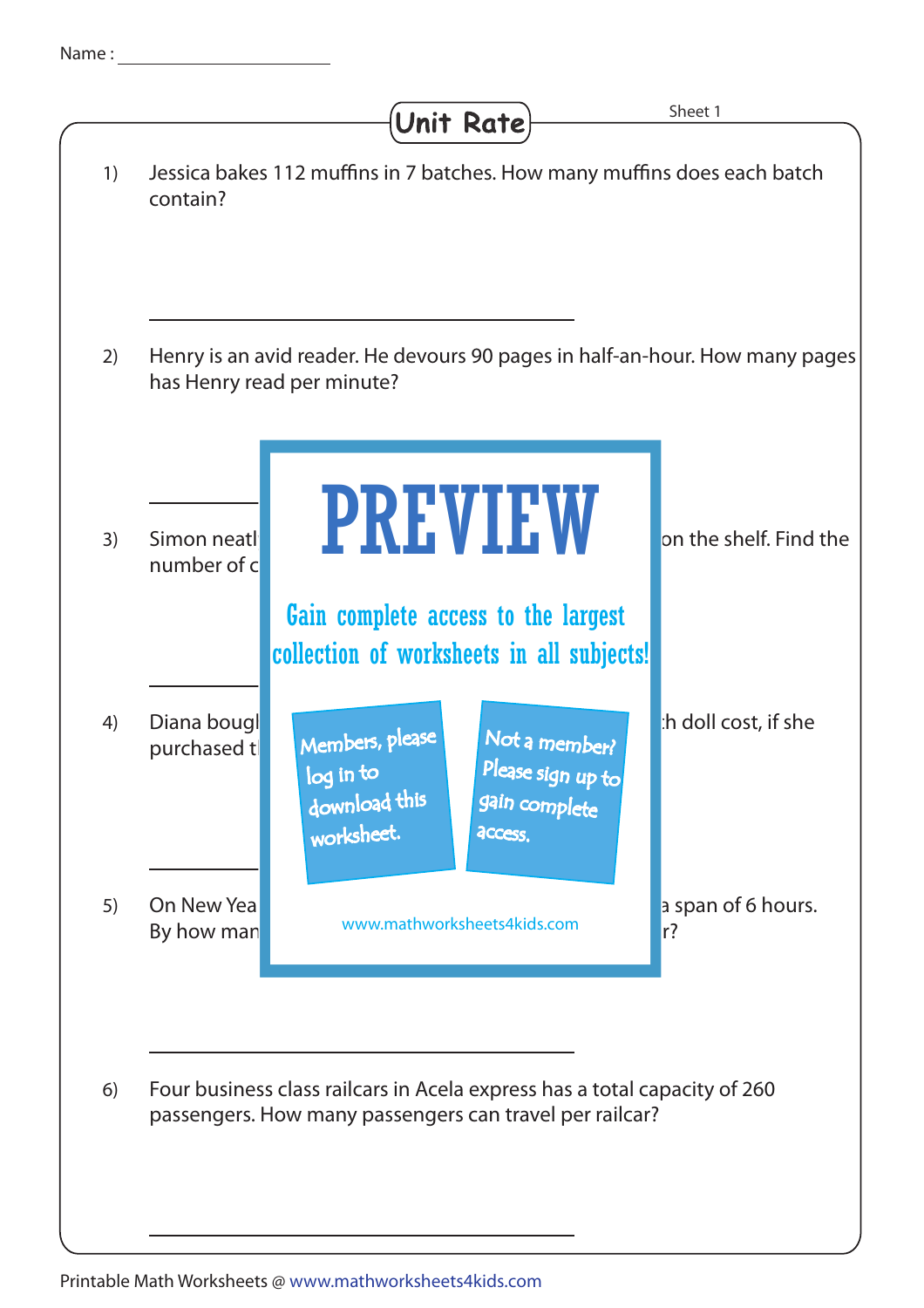Name :

# Unit Rate

Sheet 1

1) Jessica bakes 112 muffins in 7 batches. How many muffins does each batch contain?

______________________________

2) Henry is an avid reader. He devours 90 pages in half-an-hour. How many pages has Henry read per minute?

______________________________

3) Simon neatl on the shelf. Find the number of c

______________________________

# PREVIEW

Gain complete access to the largest collection of worksheets in all subjects!

Members, please log in to download this worksheet.

Not a member? Please sign up to gain complete access.

www.mathworksheets4kids.com

4) Diana bougl h doll cost, if she purchased t

______________________________

5) On New Yea a span of 6 hours. By how man r?

______________________________

6) Four business class railcars in Acela express has a total capacity of 260 passengers. How many passengers can travel per railcar?

______________________________

Printable Math Worksheets @ www.mathworksheets4kids.com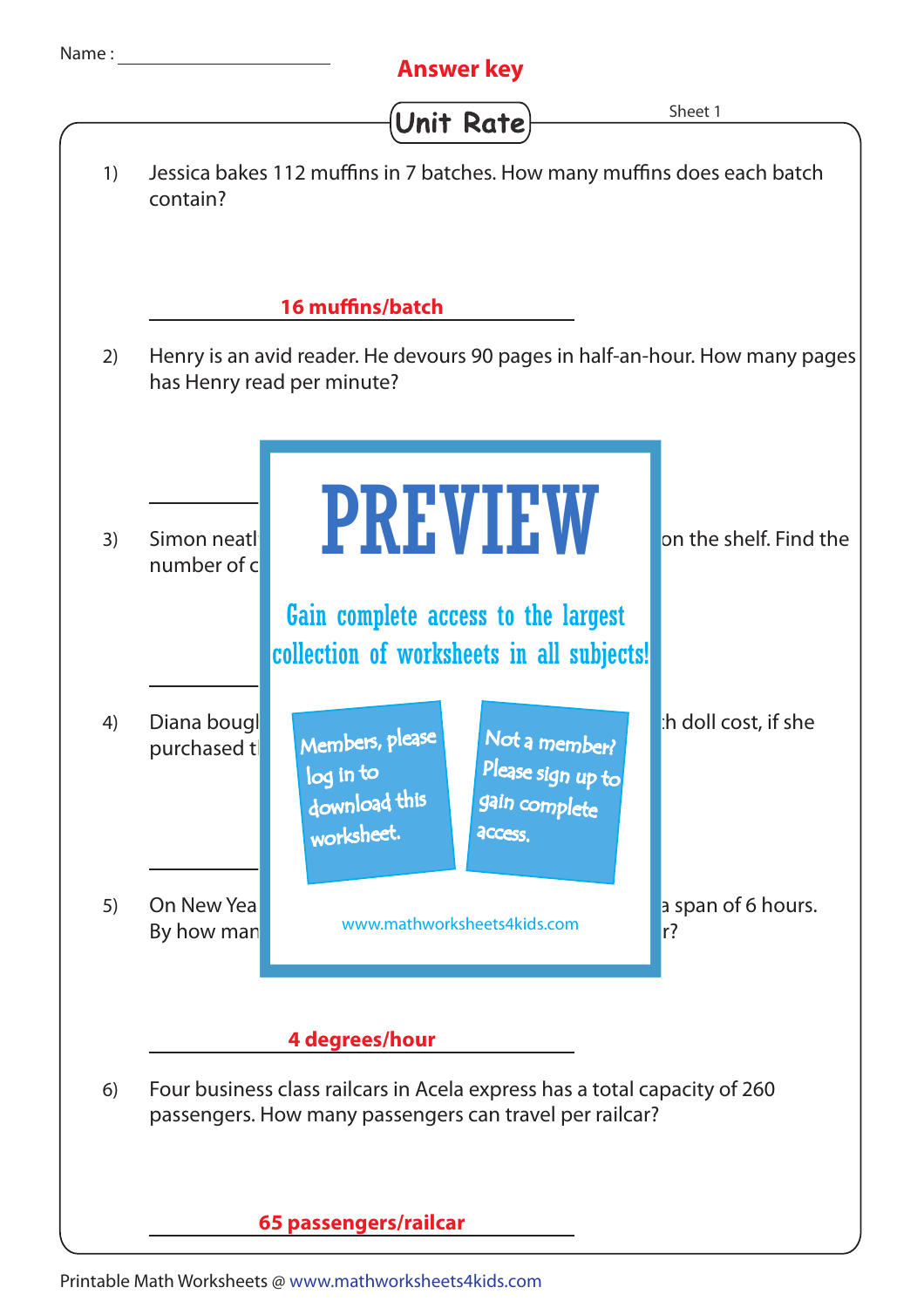Name : ____________________

**Answer key**

# Unit Rate

Sheet 1

1) Jessica bakes 112 muffins in 7 batches. How many muffins does each batch contain?

**16 muffins/batch**

2) Henry is an avid reader. He devours 90 pages in half-an-hour. How many pages has Henry read per minute?

3) Simon neatl                                        on the shelf. Find the number of c

4) Diana bougl                                        h doll cost, if she purchased t

**PREVIEW**

Gain complete access to the largest collection of worksheets in all subjects!

Members, please log in to download this worksheet.

Not a member? Please sign up to gain complete access.

www.mathworksheets4kids.com

5) On New Yea                                        a span of 6 hours. By how man                                        r?

**4 degrees/hour**

6) Four business class railcars in Acela express has a total capacity of 260 passengers. How many passengers can travel per railcar?

**65 passengers/railcar**

Printable Math Worksheets @ www.mathworksheets4kids.com